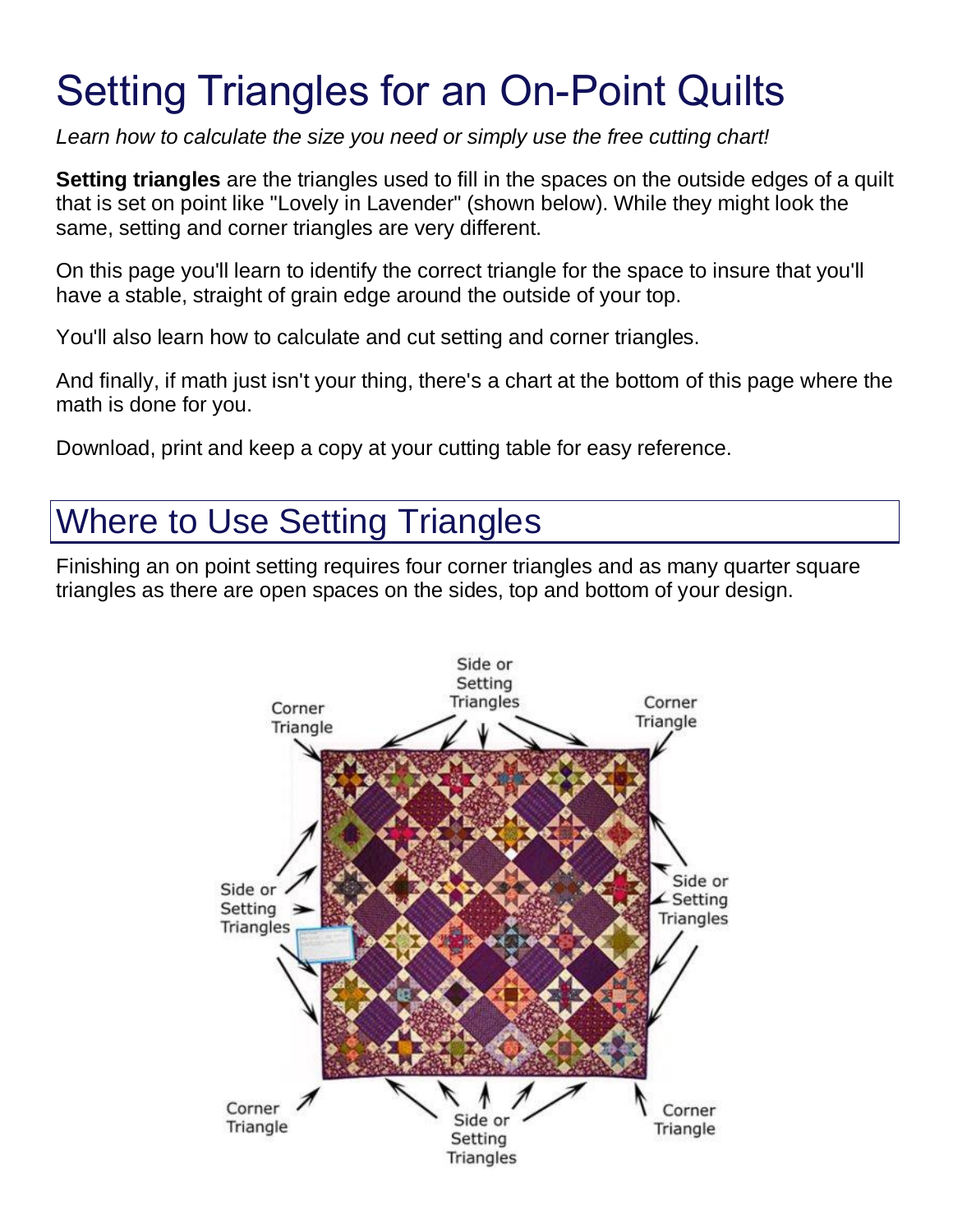# Setting Triangles for an On-Point Quilts

*Learn how to calculate the size you need or simply use the free cutting chart!*

**Setting triangles** are the triangles used to fill in the spaces on the outside edges of a quilt that is set on point like "Lovely in Lavender" (shown below). While they might look the same, setting and corner triangles are very different.

On this page you'll learn to identify the correct triangle for the space to insure that you'll have a stable, straight of grain edge around the outside of your top.

You'll also learn how to calculate and cut setting and corner triangles.

And finally, if math just isn't your thing, there's a chart at the bottom of this page where the math is done for you.

Download, print and keep a copy at your cutting table for easy reference.

## Where to Use Setting Triangles

Finishing an on point setting requires four corner triangles and as many quarter square triangles as there are open spaces on the sides, top and bottom of your design.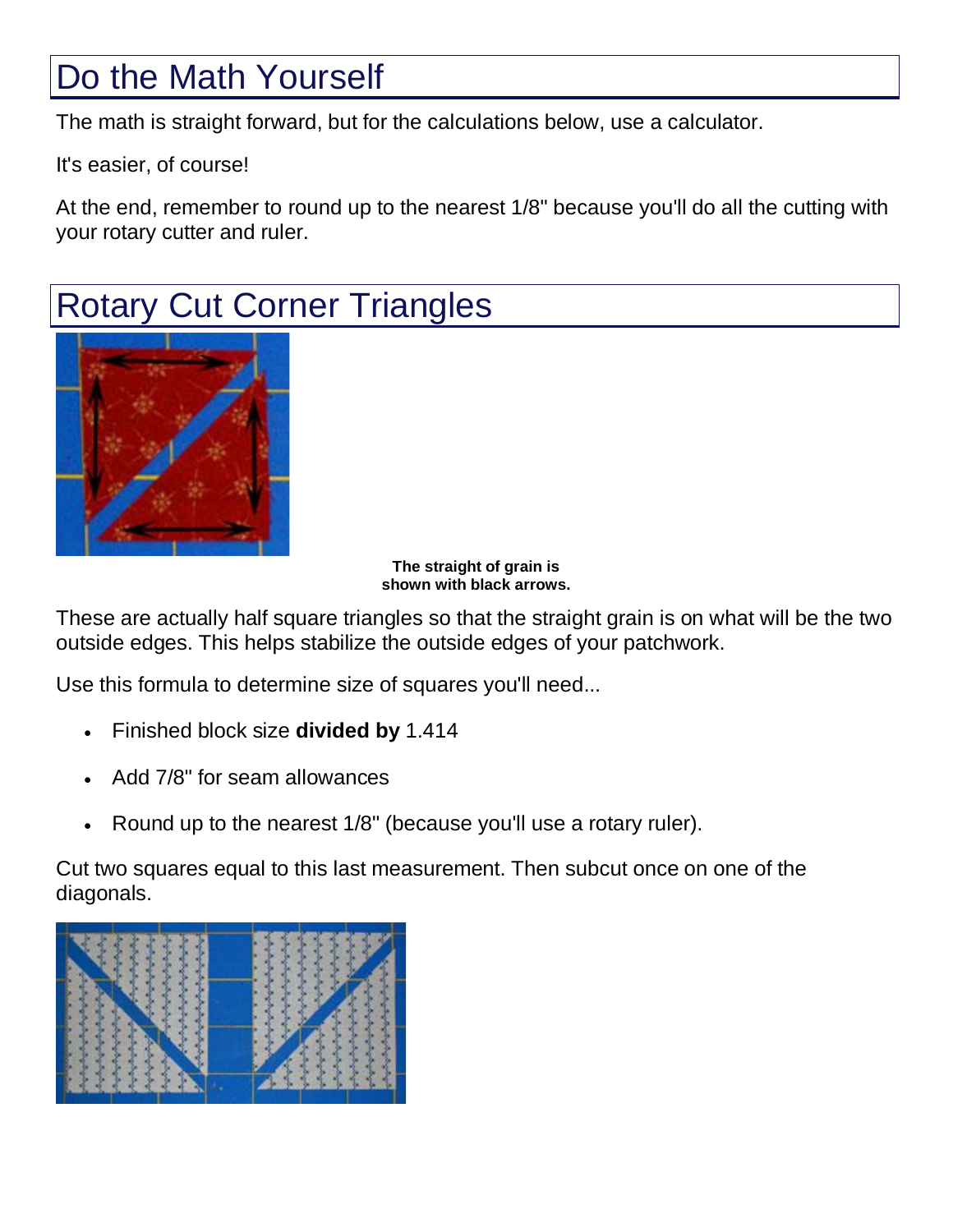## Do the Math Yourself

The math is straight forward, but for the calculations below, use a calculator.

It's easier, of course!

At the end, remember to round up to the nearest 1/8" because you'll do all the cutting with your rotary cutter and ruler.

## Rotary Cut Corner Triangles

**The straight of grain is shown with black arrows.**

These are actually half square triangles so that the straight grain is on what will be the two outside edges. This helps stabilize the outside edges of your patchwork.

Use this formula to determine size of squares you'll need...

- Finished block size **divided by** 1.414
- Add 7/8" for seam allowances
- Round up to the nearest 1/8" (because you'll use a rotary ruler).

Cut two squares equal to this last measurement. Then subcut once on one of the diagonals.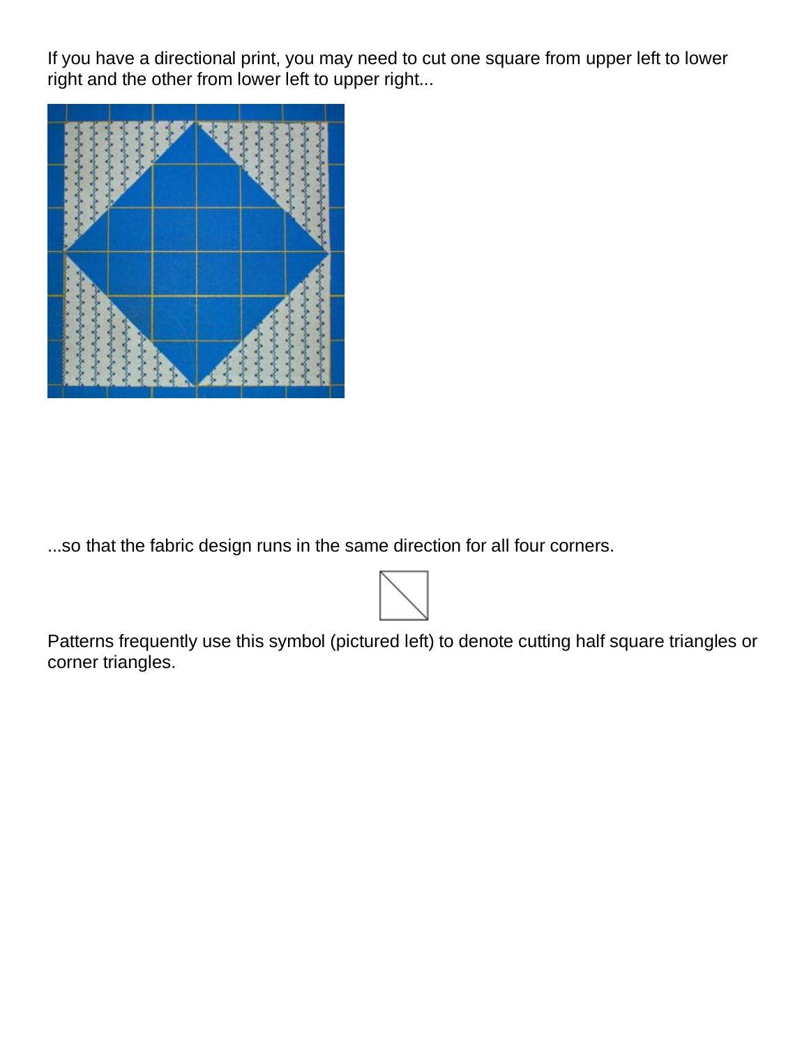If you have a directional print, you may need to cut one square from upper left to lower right and the other from lower left to upper right...

...so that the fabric design runs in the same direction for all four corners.

Patterns frequently use this symbol (pictured left) to denote cutting half square triangles or corner triangles.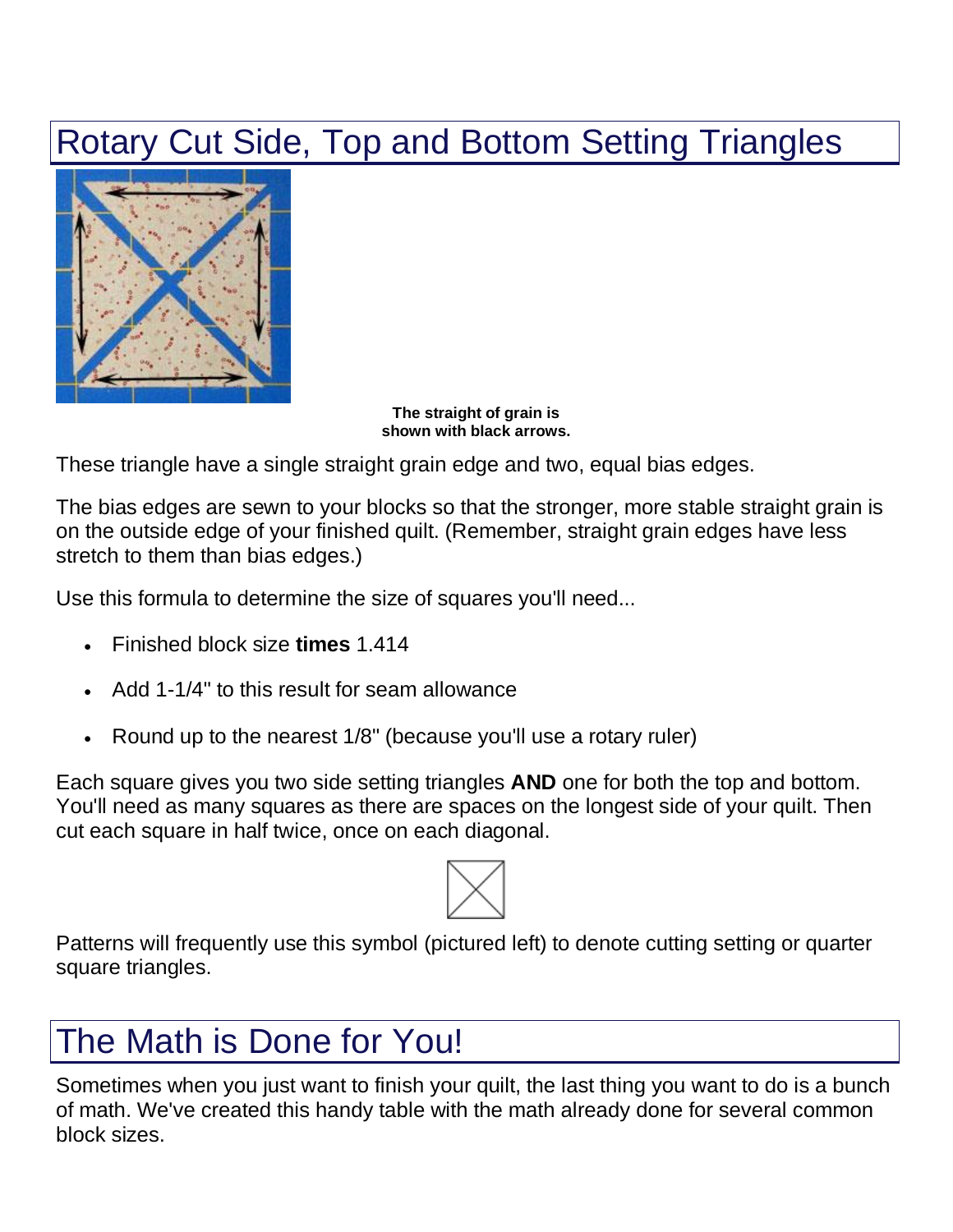## Rotary Cut Side, Top and Bottom Setting Triangles

**The straight of grain is shown with black arrows.**

These triangle have a single straight grain edge and two, equal bias edges.

The bias edges are sewn to your blocks so that the stronger, more stable straight grain is on the outside edge of your finished quilt. (Remember, straight grain edges have less stretch to them than bias edges.)

Use this formula to determine the size of squares you'll need...

- Finished block size **times** 1.414
- Add 1-1/4" to this result for seam allowance
- Round up to the nearest 1/8" (because you'll use a rotary ruler)

Each square gives you two side setting triangles **AND** one for both the top and bottom. You'll need as many squares as there are spaces on the longest side of your quilt. Then cut each square in half twice, once on each diagonal.

Patterns will frequently use this symbol (pictured left) to denote cutting setting or quarter square triangles.

## The Math is Done for You!

Sometimes when you just want to finish your quilt, the last thing you want to do is a bunch of math. We've created this handy table with the math already done for several common block sizes.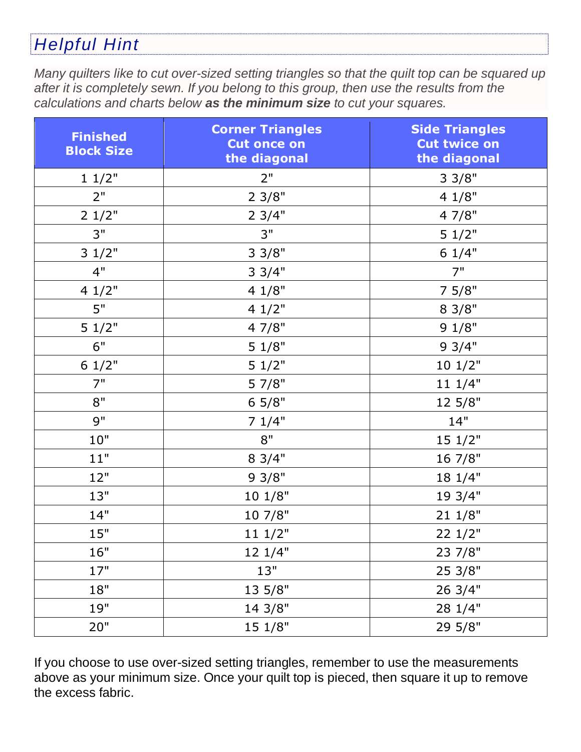## *Helpful Hint*

*Many quilters like to cut over-sized setting triangles so that the quilt top can be squared up after it is completely sewn. If you belong to this group, then use the results from the calculations and charts below **as the minimum size** to cut your squares.*

| Finished Block Size | Corner Triangles Cut once on the diagonal | Side Triangles Cut twice on the diagonal |
|---|---|---|
| 1 1/2" | 2" | 3 3/8" |
| 2" | 2 3/8" | 4 1/8" |
| 2 1/2" | 2 3/4" | 4 7/8" |
| 3" | 3" | 5 1/2" |
| 3 1/2" | 3 3/8" | 6 1/4" |
| 4" | 3 3/4" | 7" |
| 4 1/2" | 4 1/8" | 7 5/8" |
| 5" | 4 1/2" | 8 3/8" |
| 5 1/2" | 4 7/8" | 9 1/8" |
| 6" | 5 1/8" | 9 3/4" |
| 6 1/2" | 5 1/2" | 10 1/2" |
| 7" | 5 7/8" | 11 1/4" |
| 8" | 6 5/8" | 12 5/8" |
| 9" | 7 1/4" | 14" |
| 10" | 8" | 15 1/2" |
| 11" | 8 3/4" | 16 7/8" |
| 12" | 9 3/8" | 18 1/4" |
| 13" | 10 1/8" | 19 3/4" |
| 14" | 10 7/8" | 21 1/8" |
| 15" | 11 1/2" | 22 1/2" |
| 16" | 12 1/4" | 23 7/8" |
| 17" | 13" | 25 3/8" |
| 18" | 13 5/8" | 26 3/4" |
| 19" | 14 3/8" | 28 1/4" |
| 20" | 15 1/8" | 29 5/8" |

If you choose to use over-sized setting triangles, remember to use the measurements above as your minimum size. Once your quilt top is pieced, then square it up to remove the excess fabric.